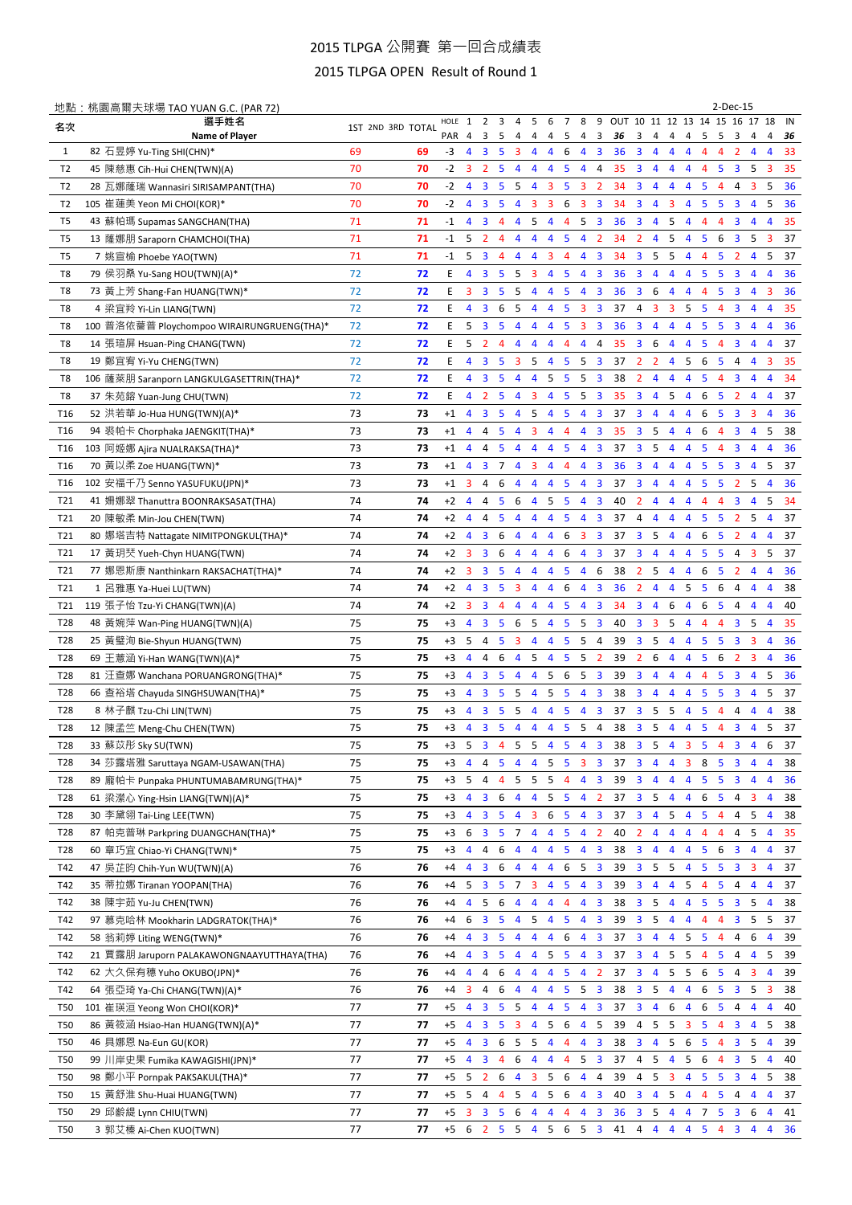# 2015 TLPGA 公開賽 第一回合成績表

## 2015 TLPGA OPEN Result of Round 1

地點：桃園高爾夫球場 TAO YUAN G.C. (PAR 72) 2-Dec-15

| 名次 | 選手姓名 Name of Player | 1ST | 2ND | 3RD | TOTAL | HOLE / PAR | 1 (4) | 2 (3) | 3 (5) | 4 (4) | 5 (4) | 6 (4) | 7 (5) | 8 (4) | 9 (3) | OUT (36) | 10 (3) | 11 (4) | 12 (4) | 13 (4) | 14 (5) | 15 (5) | 16 (3) | 17 (4) | 18 (4) | IN (36) |
|---|---|---|---|---|---|---|---|---|---|---|---|---|---|---|---|---|---|---|---|---|---|---|---|---|---|---|
| 1 | 82 石昱婷 Yu-Ting SHI(CHN)* | 69 | | | 69 | -3 | 4 | 3 | 5 | 3 | 4 | 4 | 6 | 4 | 3 | 36 | 3 | 4 | 4 | 4 | 4 | 4 | 2 | 4 | 4 | 33 |
| T2 | 45 陳慈惠 Cih-Hui CHEN(TWN)(A) | 70 | | | 70 | -2 | 3 | 2 | 5 | 4 | 4 | 4 | 5 | 4 | 4 | 35 | 3 | 4 | 4 | 4 | 4 | 5 | 3 | 5 | 3 | 35 |
| T2 | 28 瓦娜薩瑞 Wannasiri SIRISAMPANT(THA) | 70 | | | 70 | -2 | 4 | 3 | 5 | 5 | 4 | 3 | 5 | 3 | 2 | 34 | 3 | 4 | 4 | 4 | 5 | 4 | 4 | 3 | 5 | 36 |
| T2 | 105 崔蓮美 Yeon Mi CHOI(KOR)* | 70 | | | 70 | -2 | 4 | 3 | 5 | 4 | 3 | 3 | 6 | 3 | 3 | 34 | 3 | 4 | 3 | 4 | 5 | 5 | 3 | 4 | 5 | 36 |
| T5 | 43 蘇帕瑪 Supamas SANGCHAN(THA) | 71 | | | 71 | -1 | 4 | 3 | 4 | 4 | 5 | 4 | 4 | 5 | 3 | 36 | 3 | 4 | 5 | 4 | 4 | 4 | 3 | 4 | 4 | 35 |
| T5 | 13 薩娜朋 Saraporn CHAMCHOI(THA) | 71 | | | 71 | -1 | 5 | 2 | 4 | 4 | 4 | 4 | 5 | 4 | 2 | 34 | 2 | 4 | 5 | 4 | 5 | 6 | 3 | 5 | 3 | 37 |
| T5 | 7 姚宣榆 Phoebe YAO(TWN) | 71 | | | 71 | -1 | 5 | 3 | 4 | 4 | 4 | 3 | 4 | 4 | 3 | 34 | 3 | 5 | 5 | 4 | 4 | 5 | 2 | 4 | 5 | 37 |
| T8 | 79 侯羽桑 Yu-Sang HOU(TWN)(A)* | 72 | | | 72 | E | 4 | 3 | 5 | 5 | 3 | 4 | 5 | 4 | 3 | 36 | 3 | 4 | 4 | 4 | 5 | 5 | 3 | 4 | 4 | 36 |
| T8 | 73 黃上芳 Shang-Fan HUANG(TWN)* | 72 | | | 72 | E | 3 | 3 | 5 | 5 | 4 | 4 | 5 | 4 | 3 | 36 | 3 | 6 | 4 | 4 | 4 | 5 | 3 | 4 | 3 | 36 |
| T8 | 4 梁宜羚 Yi-Lin LIANG(TWN) | 72 | | | 72 | E | 4 | 3 | 6 | 5 | 4 | 4 | 5 | 3 | 3 | 37 | 4 | 3 | 3 | 5 | 5 | 4 | 3 | 4 | 4 | 35 |
| T8 | 100 普洛依蓬普 Ploychompoo WIRAIRUNGRUENG(THA)* | 72 | | | 72 | E | 5 | 3 | 5 | 4 | 4 | 4 | 5 | 3 | 3 | 36 | 3 | 4 | 4 | 4 | 5 | 5 | 3 | 4 | 4 | 36 |
| T8 | 14 張瑄屏 Hsuan-Ping CHANG(TWN) | 72 | | | 72 | E | 5 | 2 | 4 | 4 | 4 | 4 | 4 | 4 | 4 | 35 | 3 | 6 | 4 | 4 | 5 | 4 | 3 | 4 | 4 | 37 |
| T8 | 19 鄭宜宥 Yi-Yu CHENG(TWN) | 72 | | | 72 | E | 4 | 3 | 5 | 3 | 5 | 4 | 5 | 5 | 3 | 37 | 2 | 2 | 4 | 5 | 6 | 5 | 4 | 4 | 3 | 35 |
| T8 | 106 薩萊朋 Saranporn LANGKULGASETTRIN(THA)* | 72 | | | 72 | E | 4 | 3 | 5 | 4 | 4 | 5 | 5 | 5 | 3 | 38 | 2 | 4 | 4 | 4 | 5 | 4 | 3 | 4 | 4 | 34 |
| T8 | 37 朱苑鎔 Yuan-Jung CHU(TWN) | 72 | | | 72 | E | 4 | 2 | 5 | 4 | 3 | 4 | 5 | 5 | 3 | 35 | 3 | 4 | 5 | 4 | 6 | 5 | 2 | 4 | 4 | 37 |
| T16 | 52 洪若華 Jo-Hua HUNG(TWN)(A)* | 73 | | | 73 | +1 | 4 | 3 | 5 | 4 | 5 | 4 | 5 | 4 | 3 | 37 | 3 | 4 | 4 | 4 | 6 | 5 | 3 | 3 | 4 | 36 |
| T16 | 94 裘帕卡 Chorphaka JAENGKIT(THA)* | 73 | | | 73 | +1 | 4 | 4 | 5 | 4 | 3 | 4 | 4 | 4 | 3 | 35 | 3 | 5 | 4 | 4 | 6 | 4 | 3 | 4 | 5 | 38 |
| T16 | 103 阿姬娜 Ajira NUALRAKSA(THA)* | 73 | | | 73 | +1 | 4 | 4 | 5 | 4 | 4 | 4 | 5 | 4 | 3 | 37 | 3 | 5 | 4 | 4 | 5 | 4 | 3 | 4 | 4 | 36 |
| T16 | 70 黃以柔 Zoe HUANG(TWN)* | 73 | | | 73 | +1 | 4 | 3 | 7 | 4 | 3 | 4 | 4 | 4 | 3 | 36 | 3 | 4 | 4 | 4 | 5 | 5 | 3 | 4 | 5 | 37 |
| T16 | 102 安福千乃 Senno YASUFUKU(JPN)* | 73 | | | 73 | +1 | 3 | 4 | 6 | 4 | 4 | 4 | 5 | 4 | 3 | 37 | 3 | 4 | 4 | 4 | 5 | 5 | 2 | 5 | 4 | 36 |
| T21 | 41 姍娜翠 Thanuttra BOONRAKSASAT(THA) | 74 | | | 74 | +2 | 4 | 4 | 5 | 6 | 4 | 5 | 5 | 4 | 3 | 40 | 2 | 4 | 4 | 4 | 4 | 4 | 3 | 4 | 5 | 34 |
| T21 | 20 陳敏柔 Min-Jou CHEN(TWN) | 74 | | | 74 | +2 | 4 | 4 | 5 | 4 | 4 | 4 | 5 | 4 | 3 | 37 | 4 | 4 | 4 | 4 | 5 | 5 | 2 | 5 | 4 | 37 |
| T21 | 80 娜塔吉特 Nattagate NIMITPONGKUL(THA)* | 74 | | | 74 | +2 | 4 | 3 | 6 | 4 | 4 | 4 | 6 | 3 | 3 | 37 | 3 | 5 | 4 | 4 | 6 | 5 | 2 | 4 | 4 | 37 |
| T21 | 17 黃玥芡 Yueh-Chyn HUANG(TWN) | 74 | | | 74 | +2 | 3 | 3 | 6 | 4 | 4 | 4 | 6 | 4 | 3 | 37 | 3 | 4 | 4 | 4 | 5 | 5 | 4 | 3 | 5 | 37 |
| T21 | 77 娜恩斯康 Nanthinkarn RAKSACHAT(THA)* | 74 | | | 74 | +2 | 3 | 3 | 5 | 4 | 4 | 4 | 5 | 4 | 6 | 38 | 2 | 5 | 4 | 4 | 6 | 5 | 2 | 4 | 4 | 36 |
| T21 | 1 呂雅惠 Ya-Huei LU(TWN) | 74 | | | 74 | +2 | 4 | 3 | 5 | 3 | 4 | 4 | 6 | 4 | 3 | 36 | 2 | 4 | 4 | 5 | 5 | 6 | 4 | 4 | 4 | 38 |
| T21 | 119 張子怡 Tzu-Yi CHANG(TWN)(A) | 74 | | | 74 | +2 | 3 | 3 | 4 | 4 | 4 | 4 | 5 | 4 | 3 | 34 | 3 | 4 | 6 | 4 | 6 | 5 | 4 | 4 | 4 | 40 |
| T28 | 48 黃婉萍 Wan-Ping HUANG(TWN)(A) | 75 | | | 75 | +3 | 4 | 3 | 5 | 6 | 5 | 4 | 5 | 5 | 3 | 40 | 3 | 3 | 5 | 4 | 4 | 4 | 3 | 5 | 4 | 35 |
| T28 | 25 黃璧洵 Bie-Shyun HUANG(TWN) | 75 | | | 75 | +3 | 5 | 4 | 5 | 3 | 4 | 4 | 5 | 5 | 4 | 39 | 3 | 5 | 4 | 4 | 5 | 5 | 3 | 3 | 4 | 36 |
| T28 | 69 王薏涵 Yi-Han WANG(TWN)(A)* | 75 | | | 75 | +3 | 4 | 4 | 6 | 4 | 5 | 4 | 5 | 5 | 2 | 39 | 2 | 6 | 4 | 4 | 5 | 6 | 2 | 3 | 4 | 36 |
| T28 | 81 汪查娜 Wanchana PORUANGRONG(THA)* | 75 | | | 75 | +3 | 4 | 3 | 5 | 4 | 4 | 5 | 6 | 5 | 3 | 39 | 3 | 4 | 4 | 4 | 4 | 5 | 3 | 4 | 5 | 36 |
| T28 | 66 查裕塔 Chayuda SINGHSUWAN(THA)* | 75 | | | 75 | +3 | 4 | 3 | 5 | 5 | 4 | 5 | 5 | 4 | 3 | 38 | 3 | 4 | 4 | 4 | 5 | 5 | 3 | 4 | 5 | 37 |
| T28 | 8 林子麒 Tzu-Chi LIN(TWN) | 75 | | | 75 | +3 | 4 | 3 | 5 | 5 | 4 | 4 | 5 | 4 | 3 | 37 | 3 | 5 | 5 | 4 | 5 | 4 | 4 | 4 | 4 | 38 |
| T28 | 12 陳孟竺 Meng-Chu CHEN(TWN) | 75 | | | 75 | +3 | 4 | 3 | 5 | 4 | 4 | 4 | 5 | 5 | 4 | 38 | 3 | 5 | 4 | 4 | 5 | 4 | 3 | 4 | 5 | 37 |
| T28 | 33 蘇苡彤 Sky SU(TWN) | 75 | | | 75 | +3 | 5 | 3 | 4 | 5 | 5 | 4 | 5 | 4 | 3 | 38 | 3 | 5 | 4 | 3 | 5 | 4 | 3 | 4 | 6 | 37 |
| T28 | 34 莎露塔雅 Saruttaya NGAM-USAWAN(THA) | 75 | | | 75 | +3 | 4 | 4 | 5 | 4 | 4 | 5 | 5 | 3 | 3 | 37 | 3 | 4 | 4 | 3 | 8 | 5 | 3 | 4 | 4 | 38 |
| T28 | 89 龐帕卡 Punpaka PHUNTUMABAMRUNG(THA)* | 75 | | | 75 | +3 | 5 | 4 | 4 | 5 | 5 | 5 | 4 | 4 | 3 | 39 | 3 | 4 | 4 | 4 | 5 | 5 | 3 | 4 | 4 | 36 |
| T28 | 61 梁瀠心 Ying-Hsin LIANG(TWN)(A)* | 75 | | | 75 | +3 | 4 | 3 | 6 | 4 | 4 | 5 | 5 | 4 | 2 | 37 | 3 | 5 | 4 | 4 | 6 | 5 | 4 | 3 | 4 | 38 |
| T28 | 30 李黛翎 Tai-Ling LEE(TWN) | 75 | | | 75 | +3 | 4 | 3 | 5 | 4 | 3 | 6 | 5 | 4 | 3 | 37 | 3 | 4 | 5 | 4 | 5 | 4 | 4 | 5 | 4 | 38 |
| T28 | 87 帕克普琳 Parkpring DUANGCHAN(THA)* | 75 | | | 75 | +3 | 6 | 3 | 5 | 7 | 4 | 4 | 5 | 4 | 2 | 40 | 2 | 4 | 4 | 4 | 4 | 4 | 4 | 5 | 4 | 35 |
| T28 | 60 章巧宜 Chiao-Yi CHANG(TWN)* | 75 | | | 75 | +3 | 4 | 4 | 6 | 4 | 4 | 4 | 5 | 4 | 3 | 38 | 3 | 4 | 4 | 4 | 5 | 6 | 3 | 4 | 4 | 37 |
| T42 | 47 吳芷昀 Chih-Yun WU(TWN)(A) | 76 | | | 76 | +4 | 4 | 3 | 6 | 4 | 4 | 4 | 6 | 5 | 3 | 39 | 3 | 5 | 5 | 4 | 5 | 5 | 3 | 3 | 4 | 37 |
| T42 | 35 蒂拉娜 Tiranan YOOPAN(THA) | 76 | | | 76 | +4 | 5 | 3 | 5 | 7 | 3 | 4 | 5 | 4 | 3 | 39 | 3 | 4 | 4 | 5 | 4 | 5 | 4 | 4 | 4 | 37 |
| T42 | 38 陳宇茹 Yu-Ju CHEN(TWN) | 76 | | | 76 | +4 | 4 | 5 | 6 | 4 | 4 | 4 | 4 | 4 | 3 | 38 | 3 | 5 | 4 | 4 | 5 | 5 | 3 | 5 | 4 | 38 |
| T42 | 97 慕克哈林 Mookharin LADGRATOK(THA)* | 76 | | | 76 | +4 | 6 | 3 | 5 | 4 | 5 | 4 | 5 | 4 | 3 | 39 | 3 | 5 | 4 | 4 | 4 | 4 | 3 | 5 | 5 | 37 |
| T42 | 58 翁莉婷 Liting WENG(TWN)* | 76 | | | 76 | +4 | 4 | 3 | 5 | 4 | 4 | 4 | 6 | 4 | 3 | 37 | 3 | 4 | 4 | 5 | 5 | 4 | 4 | 6 | 4 | 39 |
| T42 | 21 賈露朋 Jaruporn PALAKAWONGNAAYUTTHAYA(THA) | 76 | | | 76 | +4 | 4 | 3 | 5 | 4 | 4 | 5 | 5 | 4 | 3 | 37 | 3 | 4 | 5 | 5 | 4 | 5 | 4 | 4 | 5 | 39 |
| T42 | 62 大久保有穗 Yuho OKUBO(JPN)* | 76 | | | 76 | +4 | 4 | 4 | 6 | 4 | 4 | 4 | 5 | 4 | 2 | 37 | 3 | 4 | 5 | 5 | 6 | 5 | 4 | 3 | 4 | 39 |
| T42 | 64 張亞琦 Ya-Chi CHANG(TWN)(A)* | 76 | | | 76 | +4 | 3 | 4 | 6 | 4 | 4 | 4 | 5 | 5 | 3 | 38 | 3 | 5 | 4 | 4 | 6 | 5 | 3 | 5 | 3 | 38 |
| T50 | 101 崔瑛洹 Yeong Won CHOI(KOR)* | 77 | | | 77 | +5 | 4 | 3 | 5 | 5 | 4 | 4 | 5 | 4 | 3 | 37 | 3 | 4 | 6 | 4 | 6 | 5 | 4 | 4 | 4 | 40 |
| T50 | 86 黃筱涵 Hsiao-Han HUANG(TWN)(A)* | 77 | | | 77 | +5 | 4 | 3 | 5 | 3 | 4 | 5 | 6 | 4 | 5 | 39 | 4 | 5 | 5 | 3 | 5 | 4 | 3 | 4 | 5 | 38 |
| T50 | 46 具娜恩 Na-Eun GU(KOR) | 77 | | | 77 | +5 | 4 | 3 | 6 | 5 | 5 | 4 | 4 | 4 | 3 | 38 | 3 | 4 | 5 | 6 | 5 | 4 | 3 | 5 | 4 | 39 |
| T50 | 99 川岸史果 Fumika KAWAGISHI(JPN)* | 77 | | | 77 | +5 | 4 | 3 | 4 | 6 | 4 | 4 | 4 | 5 | 3 | 37 | 4 | 5 | 4 | 5 | 6 | 4 | 3 | 5 | 4 | 40 |
| T50 | 98 鄭小平 Pornpak PAKSAKUL(THA)* | 77 | | | 77 | +5 | 5 | 2 | 6 | 4 | 3 | 5 | 6 | 4 | 4 | 39 | 4 | 5 | 3 | 4 | 5 | 5 | 3 | 4 | 5 | 38 |
| T50 | 15 黃舒淮 Shu-Huai HUANG(TWN) | 77 | | | 77 | +5 | 5 | 4 | 4 | 5 | 4 | 5 | 6 | 4 | 3 | 40 | 3 | 4 | 5 | 4 | 4 | 5 | 4 | 4 | 4 | 37 |
| T50 | 29 邱齡緹 Lynn CHIU(TWN) | 77 | | | 77 | +5 | 3 | 3 | 5 | 6 | 4 | 4 | 4 | 4 | 3 | 36 | 3 | 5 | 4 | 4 | 7 | 5 | 3 | 6 | 4 | 41 |
| T50 | 3 郭艾極 Ai-Chen KUO(TWN) | 77 | | | 77 | +5 | 6 | 2 | 5 | 5 | 4 | 5 | 6 | 5 | 3 | 41 | 4 | 4 | 4 | 4 | 5 | 4 | 3 | 4 | 4 | 36 |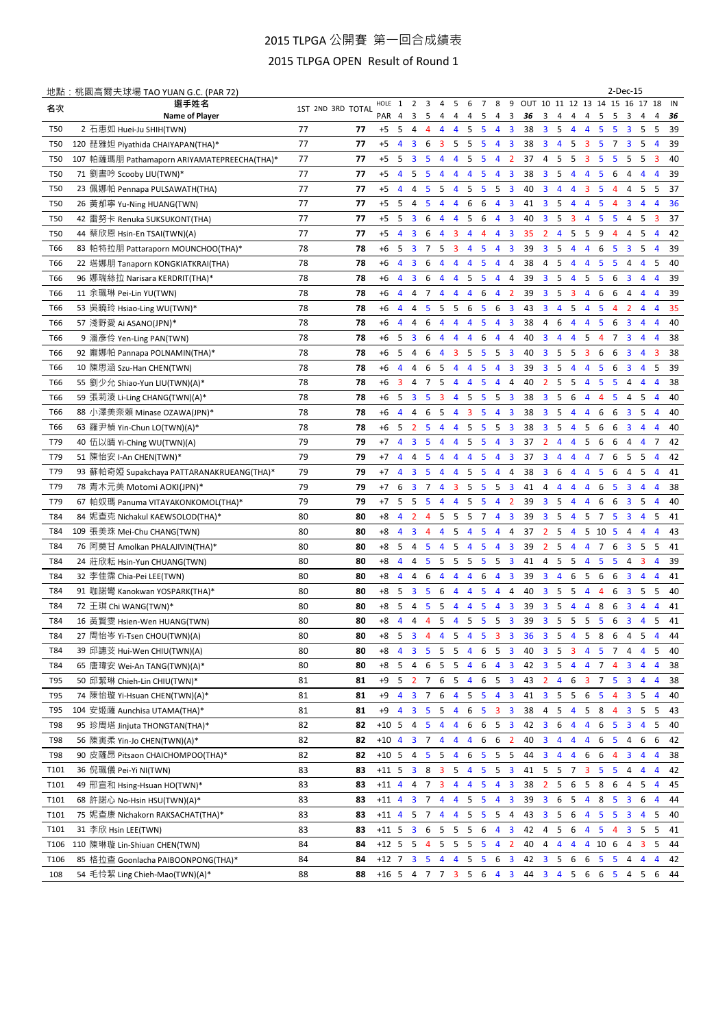# 2015 TLPGA 公開賽 第一回合成績表

## 2015 TLPGA OPEN Result of Round 1

地點：桃園高爾夫球場 TAO YUAN G.C. (PAR 72)

2-Dec-15

| 名次 | 選手姓名 Name of Player | 1ST | 2ND | 3RD | TOTAL | HOLE / PAR | 1 (4) | 2 (3) | 3 (5) | 4 (4) | 5 (4) | 6 (4) | 7 (5) | 8 (4) | 9 (3) | OUT (36) | 10 (3) | 11 (4) | 12 (4) | 13 (4) | 14 (5) | 15 (5) | 16 (3) | 17 (4) | 18 (4) | IN (36) |
|---|---|---|---|---|---|---|---|---|---|---|---|---|---|---|---|---|---|---|---|---|---|---|---|---|---|---|
| T50 | 2 石惠如 Huei-Ju SHIH(TWN) | 77 | | | 77 | +5 | 5 | 4 | 4 | 4 | 4 | 5 | 5 | 4 | 3 | 38 | 3 | 5 | 4 | 4 | 5 | 5 | 3 | 5 | 5 | 39 |
| T50 | 120 琵雅妲 Piyathida CHAIYAPAN(THA)* | 77 | | | 77 | +5 | 4 | 3 | 6 | 3 | 5 | 5 | 5 | 4 | 3 | 38 | 3 | 4 | 5 | 3 | 5 | 7 | 3 | 5 | 4 | 39 |
| T50 | 107 帕薩瑪朋 Pathamaporn ARIYAMATEPREECHA(THA)* | 77 | | | 77 | +5 | 5 | 3 | 5 | 4 | 4 | 5 | 5 | 4 | 2 | 37 | 4 | 5 | 5 | 3 | 5 | 5 | 5 | 5 | 3 | 40 |
| T50 | 71 劉書吟 Scooby LIU(TWN)* | 77 | | | 77 | +5 | 4 | 5 | 5 | 4 | 4 | 4 | 5 | 4 | 3 | 38 | 3 | 5 | 4 | 4 | 5 | 6 | 4 | 4 | 4 | 39 |
| T50 | 23 佩娜帕 Pennapa PULSAWATH(THA) | 77 | | | 77 | +5 | 4 | 4 | 5 | 5 | 4 | 5 | 5 | 5 | 3 | 40 | 3 | 4 | 4 | 3 | 5 | 4 | 4 | 5 | 5 | 37 |
| T50 | 26 黃郁寧 Yu-Ning HUANG(TWN) | 77 | | | 77 | +5 | 5 | 4 | 5 | 4 | 4 | 6 | 6 | 4 | 3 | 41 | 3 | 5 | 4 | 4 | 5 | 4 | 3 | 4 | 4 | 36 |
| T50 | 42 雷努卡 Renuka SUKSUKONT(THA) | 77 | | | 77 | +5 | 5 | 3 | 6 | 4 | 4 | 5 | 6 | 4 | 3 | 40 | 3 | 5 | 3 | 4 | 5 | 5 | 4 | 5 | 3 | 37 |
| T50 | 44 蔡欣恩 Hsin-En TSAI(TWN)(A) | 77 | | | 77 | +5 | 4 | 3 | 6 | 4 | 3 | 4 | 4 | 4 | 3 | 35 | 2 | 4 | 5 | 5 | 9 | 4 | 4 | 5 | 4 | 42 |
| T66 | 83 帕特拉朋 Pattaraporn MOUNCHOO(THA)* | 78 | | | 78 | +6 | 5 | 3 | 7 | 5 | 3 | 4 | 5 | 4 | 3 | 39 | 3 | 5 | 4 | 4 | 6 | 5 | 3 | 5 | 4 | 39 |
| T66 | 22 塔娜朋 Tanaporn KONGKIATKRAI(THA) | 78 | | | 78 | +6 | 4 | 3 | 6 | 4 | 4 | 4 | 5 | 4 | 4 | 38 | 4 | 5 | 4 | 4 | 5 | 5 | 4 | 4 | 5 | 40 |
| T66 | 96 娜瑞絲拉 Narisara KERDRIT(THA)* | 78 | | | 78 | +6 | 4 | 3 | 6 | 4 | 4 | 5 | 5 | 4 | 4 | 39 | 3 | 5 | 4 | 5 | 5 | 6 | 3 | 4 | 4 | 39 |
| T66 | 11 余珮琳 Pei-Lin YU(TWN) | 78 | | | 78 | +6 | 4 | 4 | 7 | 4 | 4 | 4 | 6 | 4 | 2 | 39 | 3 | 5 | 3 | 4 | 6 | 6 | 4 | 4 | 4 | 39 |
| T66 | 53 吳曉玲 Hsiao-Ling WU(TWN)* | 78 | | | 78 | +6 | 4 | 4 | 5 | 5 | 5 | 6 | 5 | 6 | 3 | 43 | 3 | 4 | 5 | 4 | 5 | 4 | 2 | 4 | 4 | 35 |
| T66 | 57 淺野愛 Ai ASANO(JPN)* | 78 | | | 78 | +6 | 4 | 4 | 6 | 4 | 4 | 4 | 5 | 4 | 3 | 38 | 4 | 6 | 4 | 4 | 5 | 6 | 3 | 4 | 4 | 40 |
| T66 | 9 潘彥伶 Yen-Ling PAN(TWN) | 78 | | | 78 | +6 | 5 | 3 | 6 | 4 | 4 | 4 | 6 | 4 | 4 | 40 | 3 | 4 | 4 | 5 | 4 | 7 | 3 | 4 | 4 | 38 |
| T66 | 92 龐娜帕 Pannapa POLNAMIN(THA)* | 78 | | | 78 | +6 | 5 | 4 | 6 | 4 | 3 | 5 | 5 | 5 | 3 | 40 | 3 | 5 | 5 | 3 | 6 | 6 | 3 | 4 | 3 | 38 |
| T66 | 10 陳思涵 Szu-Han CHEN(TWN) | 78 | | | 78 | +6 | 4 | 4 | 6 | 5 | 4 | 4 | 5 | 4 | 3 | 39 | 3 | 5 | 4 | 4 | 5 | 6 | 3 | 4 | 5 | 39 |
| T66 | 55 劉少允 Shiao-Yun LIU(TWN)(A)* | 78 | | | 78 | +6 | 3 | 4 | 7 | 5 | 4 | 4 | 5 | 4 | 4 | 40 | 2 | 5 | 5 | 4 | 5 | 5 | 4 | 4 | 4 | 38 |
| T66 | 59 張莉淩 Li-Ling CHANG(TWN)(A)* | 78 | | | 78 | +6 | 5 | 3 | 5 | 3 | 4 | 5 | 5 | 5 | 3 | 38 | 3 | 5 | 6 | 4 | 4 | 5 | 4 | 5 | 4 | 40 |
| T66 | 88 小澤美奈賴 Minase OZAWA(JPN)* | 78 | | | 78 | +6 | 4 | 4 | 6 | 5 | 4 | 3 | 5 | 4 | 3 | 38 | 3 | 5 | 4 | 4 | 6 | 6 | 3 | 5 | 4 | 40 |
| T66 | 63 羅尹楨 Yin-Chun LO(TWN)(A)* | 78 | | | 78 | +6 | 5 | 2 | 5 | 4 | 4 | 5 | 5 | 5 | 3 | 38 | 3 | 5 | 4 | 5 | 6 | 6 | 3 | 4 | 4 | 40 |
| T79 | 40 伍以晴 Yi-Ching WU(TWN)(A) | 79 | | | 79 | +7 | 4 | 3 | 5 | 4 | 4 | 5 | 5 | 4 | 3 | 37 | 2 | 4 | 4 | 5 | 6 | 6 | 4 | 4 | 7 | 42 |
| T79 | 51 陳怡安 I-An CHEN(TWN)* | 79 | | | 79 | +7 | 4 | 4 | 5 | 4 | 4 | 4 | 5 | 4 | 3 | 37 | 3 | 4 | 4 | 4 | 7 | 6 | 5 | 5 | 4 | 42 |
| T79 | 93 蘇帕奇婭 Supakchaya PATTARANAKRUEANG(THA)* | 79 | | | 79 | +7 | 4 | 3 | 5 | 4 | 4 | 5 | 5 | 4 | 4 | 38 | 3 | 6 | 4 | 4 | 5 | 6 | 4 | 5 | 4 | 41 |
| T79 | 78 青木元美 Motomi AOKI(JPN)* | 79 | | | 79 | +7 | 6 | 3 | 7 | 4 | 3 | 5 | 5 | 5 | 3 | 41 | 4 | 4 | 4 | 4 | 6 | 5 | 3 | 4 | 4 | 38 |
| T79 | 67 帕奴瑪 Panuma VITAYAKONKOMOL(THA)* | 79 | | | 79 | +7 | 5 | 5 | 5 | 4 | 4 | 5 | 5 | 4 | 2 | 39 | 3 | 5 | 4 | 4 | 6 | 6 | 3 | 5 | 4 | 40 |
| T84 | 84 妮查克 Nichakul KAEWSOLOD(THA)* | 80 | | | 80 | +8 | 4 | 2 | 4 | 5 | 5 | 5 | 7 | 4 | 3 | 39 | 3 | 5 | 4 | 5 | 7 | 5 | 3 | 4 | 5 | 41 |
| T84 | 109 張美珠 Mei-Chu CHANG(TWN) | 80 | | | 80 | +8 | 4 | 3 | 4 | 4 | 5 | 4 | 5 | 4 | 4 | 37 | 2 | 5 | 4 | 5 | 10 | 5 | 4 | 4 | 4 | 43 |
| T84 | 76 阿莫甘 Amolkan PHALAJIVIN(THA)* | 80 | | | 80 | +8 | 5 | 4 | 5 | 4 | 5 | 4 | 5 | 4 | 3 | 39 | 2 | 5 | 4 | 4 | 7 | 6 | 3 | 5 | 5 | 41 |
| T84 | 24 莊欣耘 Hsin-Yun CHUANG(TWN) | 80 | | | 80 | +8 | 4 | 4 | 5 | 5 | 5 | 5 | 5 | 5 | 3 | 41 | 4 | 5 | 5 | 4 | 5 | 5 | 4 | 3 | 4 | 39 |
| T84 | 32 李佳霈 Chia-Pei LEE(TWN) | 80 | | | 80 | +8 | 4 | 4 | 6 | 4 | 4 | 4 | 6 | 4 | 3 | 39 | 3 | 4 | 6 | 5 | 6 | 6 | 3 | 4 | 4 | 41 |
| T84 | 91 咖諾彎 Kanokwan YOSPARK(THA)* | 80 | | | 80 | +8 | 5 | 3 | 5 | 6 | 4 | 4 | 5 | 4 | 4 | 40 | 3 | 5 | 5 | 4 | 4 | 6 | 3 | 5 | 5 | 40 |
| T84 | 72 王琪 Chi WANG(TWN)* | 80 | | | 80 | +8 | 5 | 4 | 5 | 5 | 4 | 4 | 5 | 4 | 3 | 39 | 3 | 5 | 4 | 4 | 8 | 6 | 3 | 4 | 4 | 41 |
| T84 | 16 黃賢雯 Hsien-Wen HUANG(TWN) | 80 | | | 80 | +8 | 4 | 4 | 4 | 5 | 4 | 5 | 5 | 5 | 3 | 39 | 3 | 5 | 5 | 5 | 5 | 6 | 3 | 4 | 5 | 41 |
| T84 | 27 周怡岑 Yi-Tsen CHOU(TWN)(A) | 80 | | | 80 | +8 | 5 | 3 | 4 | 4 | 5 | 4 | 5 | 3 | 3 | 36 | 3 | 5 | 4 | 5 | 8 | 6 | 4 | 5 | 4 | 44 |
| T84 | 39 邱譓芠 Hui-Wen CHIU(TWN)(A) | 80 | | | 80 | +8 | 4 | 3 | 5 | 5 | 5 | 4 | 6 | 5 | 3 | 40 | 3 | 5 | 3 | 4 | 5 | 7 | 4 | 4 | 5 | 40 |
| T84 | 65 唐瑋安 Wei-An TANG(TWN)(A)* | 80 | | | 80 | +8 | 5 | 4 | 6 | 5 | 5 | 4 | 6 | 4 | 3 | 42 | 3 | 5 | 4 | 4 | 7 | 4 | 3 | 4 | 4 | 38 |
| T95 | 50 邱絜琳 Chieh-Lin CHIU(TWN)* | 81 | | | 81 | +9 | 5 | 2 | 7 | 6 | 5 | 4 | 6 | 5 | 3 | 43 | 2 | 4 | 6 | 3 | 7 | 5 | 3 | 4 | 4 | 38 |
| T95 | 74 陳怡璇 Yi-Hsuan CHEN(TWN)(A)* | 81 | | | 81 | +9 | 4 | 3 | 7 | 6 | 4 | 5 | 5 | 4 | 3 | 41 | 3 | 5 | 5 | 6 | 5 | 4 | 3 | 5 | 4 | 40 |
| T95 | 104 安妮薩 Aunchisa UTAMA(THA)* | 81 | | | 81 | +9 | 4 | 3 | 5 | 5 | 4 | 6 | 5 | 3 | 3 | 38 | 4 | 5 | 4 | 5 | 8 | 4 | 3 | 5 | 5 | 43 |
| T98 | 95 珍周塔 Jinjuta THONGTAN(THA)* | 82 | | | 82 | +10 | 5 | 4 | 5 | 4 | 4 | 6 | 6 | 5 | 3 | 42 | 3 | 6 | 4 | 4 | 6 | 5 | 3 | 4 | 5 | 40 |
| T98 | 56 陳寅柔 Yin-Jo CHEN(TWN)(A)* | 82 | | | 82 | +10 | 4 | 3 | 7 | 4 | 4 | 4 | 6 | 6 | 2 | 40 | 3 | 4 | 4 | 4 | 6 | 5 | 4 | 6 | 6 | 42 |
| T98 | 90 皮薩昂 Pitsaon CHAICHOMPOO(THA)* | 82 | | | 82 | +10 | 5 | 4 | 5 | 5 | 4 | 6 | 5 | 5 | 5 | 44 | 3 | 4 | 4 | 6 | 6 | 4 | 3 | 4 | 4 | 38 |
| T101 | 36 倪珮儀 Pei-Yi NI(TWN) | 83 | | | 83 | +11 | 5 | 3 | 8 | 3 | 5 | 4 | 5 | 5 | 3 | 41 | 5 | 5 | 7 | 3 | 5 | 5 | 4 | 4 | 4 | 42 |
| T101 | 49 邢宣和 Hsing-Hsuan HO(TWN)* | 83 | | | 83 | +11 | 4 | 4 | 7 | 3 | 4 | 4 | 5 | 4 | 3 | 38 | 2 | 5 | 6 | 5 | 8 | 6 | 4 | 5 | 4 | 45 |
| T101 | 68 許諾心 No-Hsin HSU(TWN)(A)* | 83 | | | 83 | +11 | 4 | 3 | 7 | 4 | 4 | 5 | 5 | 4 | 3 | 39 | 3 | 6 | 5 | 4 | 8 | 5 | 3 | 6 | 4 | 44 |
| T101 | 75 妮查康 Nichakorn RAKSACHAT(THA)* | 83 | | | 83 | +11 | 4 | 5 | 7 | 4 | 4 | 5 | 5 | 5 | 4 | 43 | 3 | 5 | 6 | 4 | 5 | 5 | 3 | 4 | 5 | 40 |
| T101 | 31 李欣 Hsin LEE(TWN) | 83 | | | 83 | +11 | 5 | 3 | 6 | 5 | 5 | 5 | 6 | 4 | 3 | 42 | 4 | 5 | 6 | 4 | 5 | 4 | 3 | 5 | 5 | 41 |
| T106 | 110 陳琳璇 Lin-Shiuan CHEN(TWN) | 84 | | | 84 | +12 | 5 | 5 | 4 | 5 | 5 | 5 | 5 | 4 | 2 | 40 | 4 | 4 | 4 | 4 | 10 | 6 | 4 | 3 | 5 | 44 |
| T106 | 85 格拉查 Goonlacha PAIBOONPONG(THA)* | 84 | | | 84 | +12 | 7 | 3 | 5 | 4 | 4 | 5 | 5 | 6 | 3 | 42 | 3 | 5 | 6 | 6 | 5 | 5 | 4 | 4 | 4 | 42 |
| 108 | 54 毛伶絜 Ling Chieh-Mao(TWN)(A)* | 88 | | | 88 | +16 | 5 | 4 | 7 | 7 | 3 | 5 | 6 | 4 | 3 | 44 | 3 | 4 | 5 | 6 | 6 | 5 | 4 | 5 | 6 | 44 |